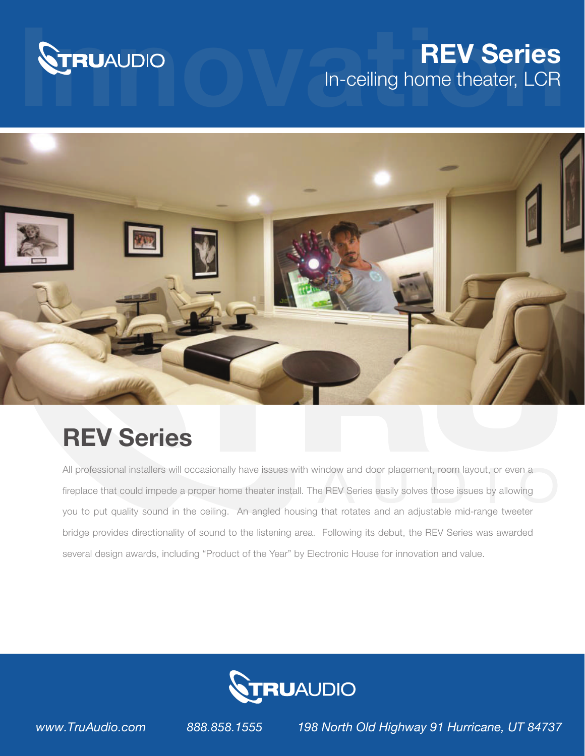TRUAUDIO

# REV Series

In-ceiling home theater, LCR

## REV Series

All professional installers will occasionally have issues with window and door placement, room layout, or even a fireplace that could impede a proper home theater install. The REV Series easily solves those issues by allowing you to put quality sound in the ceiling. An angled housing that rotates and an adjustable mid-range tweeter bridge provides directionality of sound to the listening area. Following its debut, the REV Series was awarded several design awards, including "Product of the Year" by Electronic House for innovation and value.

TRUAUDIO

*www.TruAudio.com* *888.858.1555* *198 North Old Highway 91 Hurricane, UT 84737*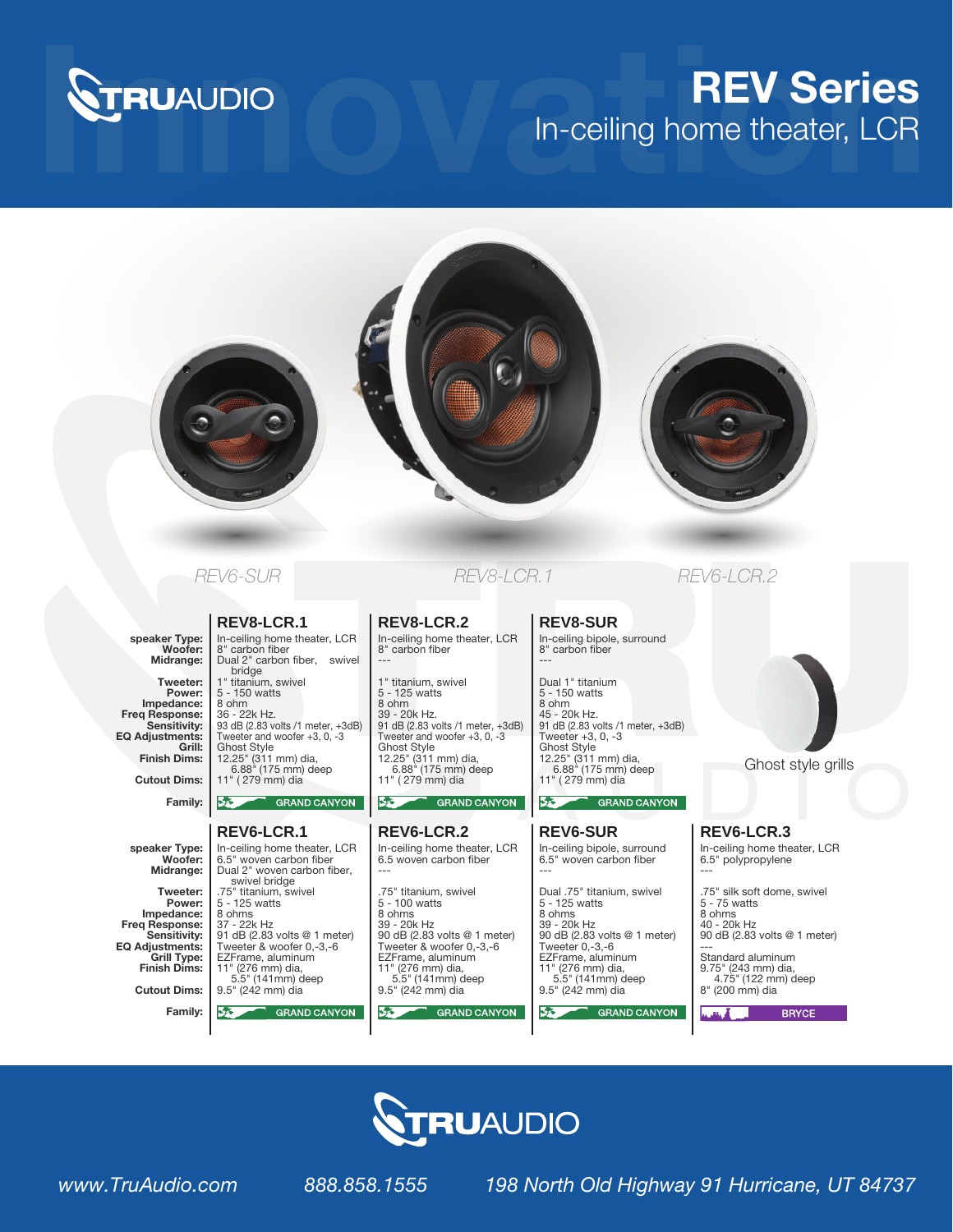TRUAUDIO

# REV Series

## In-ceiling home theater, LCR

REV6-SUR

REV8-LCR.1

REV6-LCR.2

| | REV8-LCR.1 | REV8-LCR.2 | REV8-SUR |
|---|---|---|---|
| speaker Type: | In-ceiling home theater, LCR | In-ceiling home theater, LCR | In-ceiling bipole, surround |
| Woofer: | 8" carbon fiber | 8" carbon fiber | 8" carbon fiber |
| Midrange: | Dual 2" carbon fiber, swivel bridge | --- | --- |
| Tweeter: | 1" titanium, swivel | 1" titanium, swivel | Dual 1" titanium |
| Power: | 5 - 150 watts | 5 - 125 watts | 5 - 150 watts |
| Impedance: | 8 ohm | 8 ohm | 8 ohm |
| Freq Response: | 36 - 22k Hz. | 39 - 20k Hz. | 45 - 20k Hz. |
| Sensitivity: | 93 dB (2.83 volts /1 meter, +3dB) | 91 dB (2.83 volts /1 meter, +3dB) | 91 dB (2.83 volts /1 meter, +3dB) |
| EQ Adjustments: | Tweeter and woofer +3, 0, -3 | Tweeter and woofer +3, 0, -3 | Tweeter +3, 0, -3 |
| Grill: | Ghost Style | Ghost Style | Ghost Style |
| Finish Dims: | 12.25" (311 mm) dia, 6.88" (175 mm) deep | 12.25" (311 mm) dia, 6.88" (175 mm) deep | 12.25" (311 mm) dia, 6.88" (175 mm) deep |
| Cutout Dims: | 11" ( 279 mm) dia | 11" ( 279 mm) dia | 11" ( 279 mm) dia |
| Family: | GRAND CANYON | GRAND CANYON | GRAND CANYON |

Ghost style grills

| | REV6-LCR.1 | REV6-LCR.2 | REV6-SUR | REV6-LCR.3 |
|---|---|---|---|---|
| speaker Type: | In-ceiling home theater, LCR | In-ceiling home theater, LCR | In-ceiling bipole, surround | In-ceiling home theater, LCR |
| Woofer: | 6.5" woven carbon fiber | 6.5 woven carbon fiber | 6.5" woven carbon fiber | 6.5" polypropylene |
| Midrange: | Dual 2" woven carbon fiber, swivel bridge | --- | --- | --- |
| Tweeter: | .75" titanium, swivel | .75" titanium, swivel | Dual .75" titanium, swivel | .75" silk soft dome, swivel |
| Power: | 5 - 125 watts | 5 - 100 watts | 5 - 125 watts | 5 - 75 watts |
| Impedance: | 8 ohms | 8 ohms | 8 ohms | 8 ohms |
| Freq Response: | 37 - 22k Hz | 39 - 20k Hz | 39 - 20k Hz | 40 - 20k Hz |
| Sensitivity: | 91 dB (2.83 volts @ 1 meter) | 90 dB (2.83 volts @ 1 meter) | 90 dB (2.83 volts @ 1 meter) | 90 dB (2.83 volts @ 1 meter) |
| EQ Adjustments: | Tweeter & woofer 0,-3,-6 | Tweeter & woofer 0,-3,-6 | Tweeter 0,-3,-6 | --- |
| Grill Type: | EZFrame, aluminum | EZFrame, aluminum | EZFrame, aluminum | Standard aluminum |
| Finish Dims: | 11" (276 mm) dia, 5.5" (141mm) deep | 11" (276 mm) dia, 5.5" (141mm) deep | 11" (276 mm) dia, 5.5" (141mm) deep | 9.75" (243 mm) dia, 4.75" (122 mm) deep |
| Cutout Dims: | 9.5" (242 mm) dia | 9.5" (242 mm) dia | 9.5" (242 mm) dia | 8" (200 mm) dia |
| Family: | GRAND CANYON | GRAND CANYON | GRAND CANYON | BRYCE |

TRUAUDIO

www.TruAudio.com 888.858.1555 198 North Old Highway 91 Hurricane, UT 84737